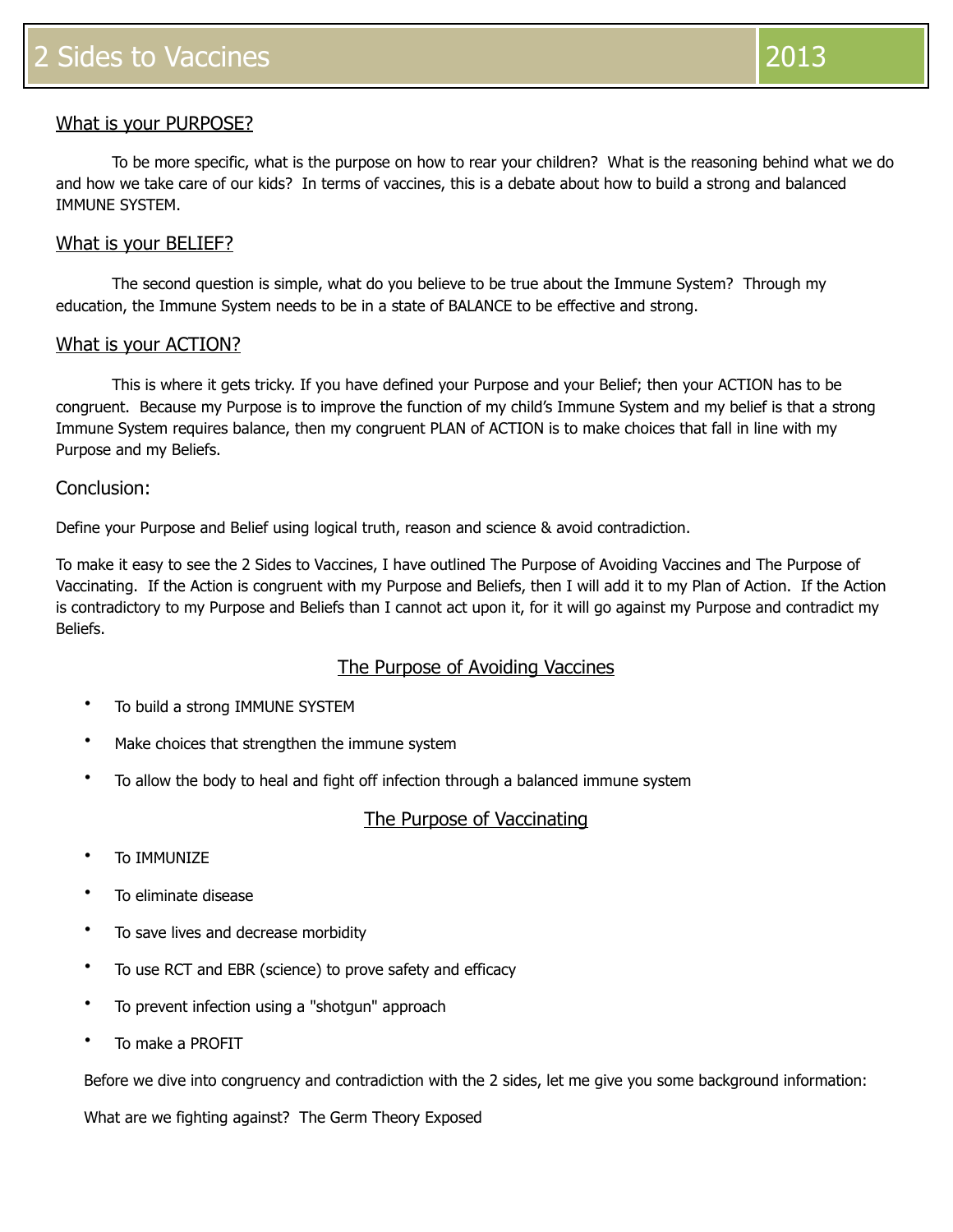# 2 Sides to Vaccines 2013

## What is your PURPOSE?

To be more specific, what is the purpose on how to rear your children? What is the reasoning behind what we do and how we take care of our kids? In terms of vaccines, this is a debate about how to build a strong and balanced IMMUNE SYSTEM.

## What is your BELIEF?

The second question is simple, what do you believe to be true about the Immune System? Through my education, the Immune System needs to be in a state of BALANCE to be effective and strong.

## What is your ACTION?

This is where it gets tricky. If you have defined your Purpose and your Belief; then your ACTION has to be congruent. Because my Purpose is to improve the function of my child's Immune System and my belief is that a strong Immune System requires balance, then my congruent PLAN of ACTION is to make choices that fall in line with my Purpose and my Beliefs.

## Conclusion:

Define your Purpose and Belief using logical truth, reason and science & avoid contradiction.

To make it easy to see the 2 Sides to Vaccines, I have outlined The Purpose of Avoiding Vaccines and The Purpose of Vaccinating. If the Action is congruent with my Purpose and Beliefs, then I will add it to my Plan of Action. If the Action is contradictory to my Purpose and Beliefs than I cannot act upon it, for it will go against my Purpose and contradict my Beliefs.

### The Purpose of Avoiding Vaccines

- To build a strong IMMUNE SYSTEM
- Make choices that strengthen the immune system
- To allow the body to heal and fight off infection through a balanced immune system

### The Purpose of Vaccinating

- To IMMUNIZE
- To eliminate disease
- To save lives and decrease morbidity
- To use RCT and EBR (science) to prove safety and efficacy
- To prevent infection using a "shotgun" approach
- To make a PROFIT

Before we dive into congruency and contradiction with the 2 sides, let me give you some background information:

What are we fighting against? The Germ Theory Exposed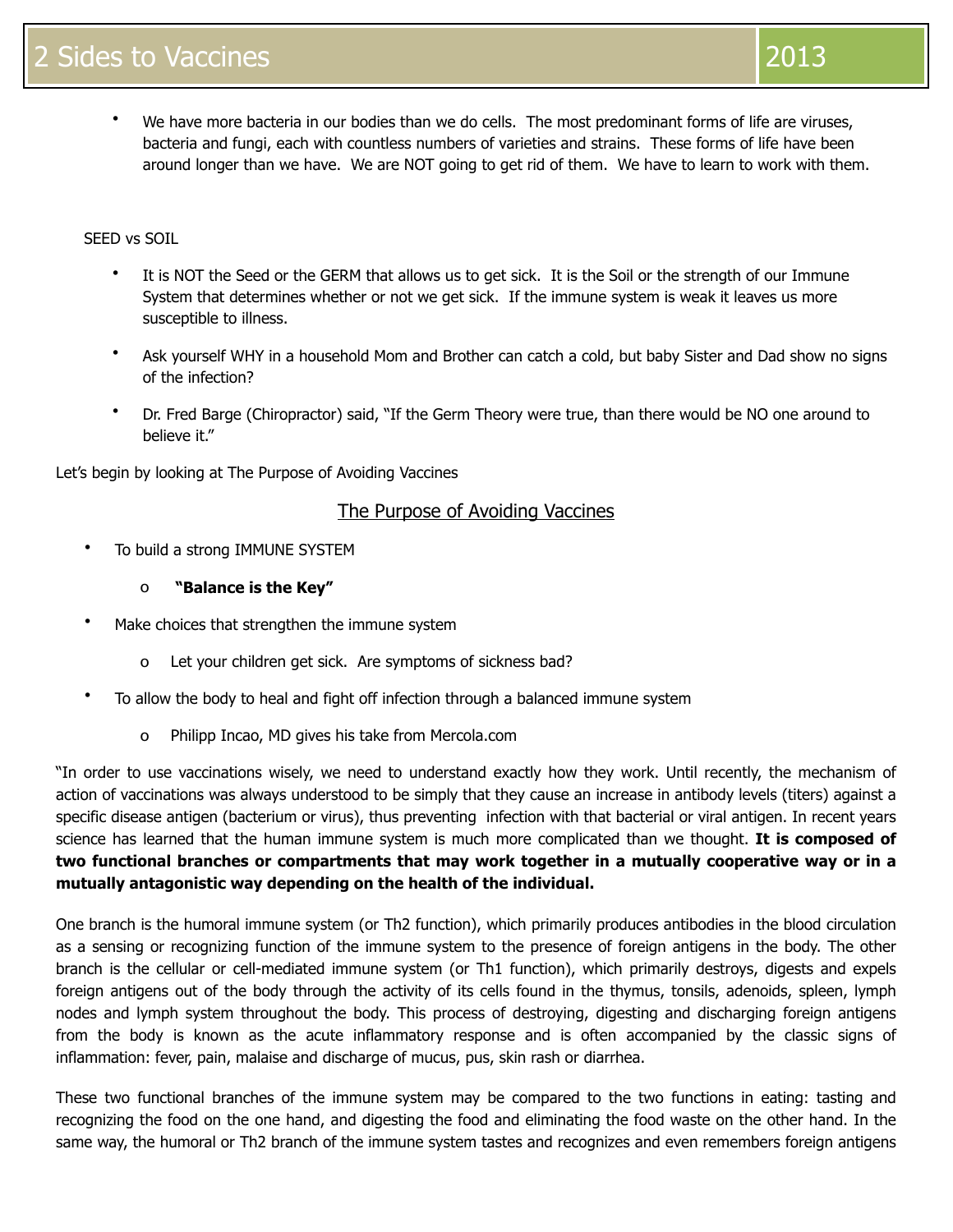- We have more bacteria in our bodies than we do cells. The most predominant forms of life are viruses, bacteria and fungi, each with countless numbers of varieties and strains. These forms of life have been around longer than we have. We are NOT going to get rid of them. We have to learn to work with them.

SEED vs SOIL

- It is NOT the Seed or the GERM that allows us to get sick. It is the Soil or the strength of our Immune System that determines whether or not we get sick. If the immune system is weak it leaves us more susceptible to illness.
- Ask yourself WHY in a household Mom and Brother can catch a cold, but baby Sister and Dad show no signs of the infection?
- Dr. Fred Barge (Chiropractor) said, "If the Germ Theory were true, than there would be NO one around to believe it."

Let's begin by looking at The Purpose of Avoiding Vaccines

## The Purpose of Avoiding Vaccines

- To build a strong IMMUNE SYSTEM
  - **"Balance is the Key"**
- Make choices that strengthen the immune system
  - Let your children get sick. Are symptoms of sickness bad?
- To allow the body to heal and fight off infection through a balanced immune system
  - Philipp Incao, MD gives his take from Mercola.com

"In order to use vaccinations wisely, we need to understand exactly how they work. Until recently, the mechanism of action of vaccinations was always understood to be simply that they cause an increase in antibody levels (titers) against a specific disease antigen (bacterium or virus), thus preventing infection with that bacterial or viral antigen. In recent years science has learned that the human immune system is much more complicated than we thought. **It is composed of two functional branches or compartments that may work together in a mutually cooperative way or in a mutually antagonistic way depending on the health of the individual.**

One branch is the humoral immune system (or Th2 function), which primarily produces antibodies in the blood circulation as a sensing or recognizing function of the immune system to the presence of foreign antigens in the body. The other branch is the cellular or cell-mediated immune system (or Th1 function), which primarily destroys, digests and expels foreign antigens out of the body through the activity of its cells found in the thymus, tonsils, adenoids, spleen, lymph nodes and lymph system throughout the body. This process of destroying, digesting and discharging foreign antigens from the body is known as the acute inflammatory response and is often accompanied by the classic signs of inflammation: fever, pain, malaise and discharge of mucus, pus, skin rash or diarrhea.

These two functional branches of the immune system may be compared to the two functions in eating: tasting and recognizing the food on the one hand, and digesting the food and eliminating the food waste on the other hand. In the same way, the humoral or Th2 branch of the immune system tastes and recognizes and even remembers foreign antigens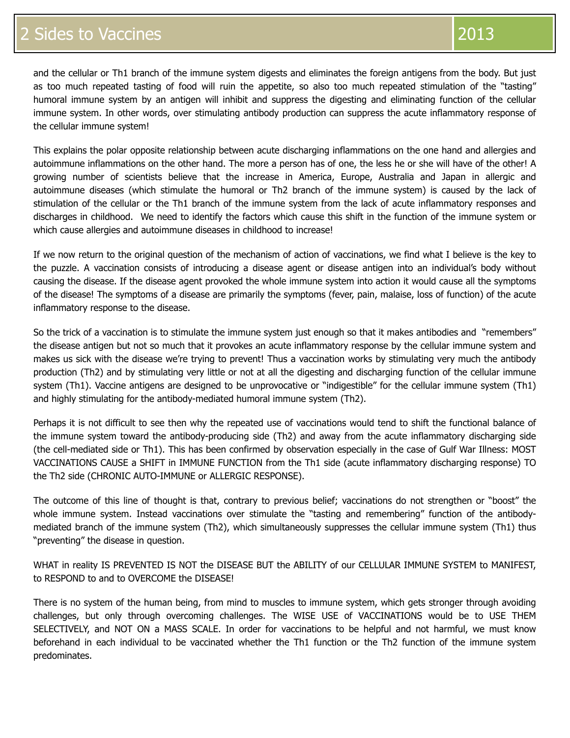and the cellular or Th1 branch of the immune system digests and eliminates the foreign antigens from the body. But just as too much repeated tasting of food will ruin the appetite, so also too much repeated stimulation of the "tasting" humoral immune system by an antigen will inhibit and suppress the digesting and eliminating function of the cellular immune system. In other words, over stimulating antibody production can suppress the acute inflammatory response of the cellular immune system!

This explains the polar opposite relationship between acute discharging inflammations on the one hand and allergies and autoimmune inflammations on the other hand. The more a person has of one, the less he or she will have of the other! A growing number of scientists believe that the increase in America, Europe, Australia and Japan in allergic and autoimmune diseases (which stimulate the humoral or Th2 branch of the immune system) is caused by the lack of stimulation of the cellular or the Th1 branch of the immune system from the lack of acute inflammatory responses and discharges in childhood. We need to identify the factors which cause this shift in the function of the immune system or which cause allergies and autoimmune diseases in childhood to increase!

If we now return to the original question of the mechanism of action of vaccinations, we find what I believe is the key to the puzzle. A vaccination consists of introducing a disease agent or disease antigen into an individual's body without causing the disease. If the disease agent provoked the whole immune system into action it would cause all the symptoms of the disease! The symptoms of a disease are primarily the symptoms (fever, pain, malaise, loss of function) of the acute inflammatory response to the disease.

So the trick of a vaccination is to stimulate the immune system just enough so that it makes antibodies and "remembers" the disease antigen but not so much that it provokes an acute inflammatory response by the cellular immune system and makes us sick with the disease we're trying to prevent! Thus a vaccination works by stimulating very much the antibody production (Th2) and by stimulating very little or not at all the digesting and discharging function of the cellular immune system (Th1). Vaccine antigens are designed to be unprovocative or "indigestible" for the cellular immune system (Th1) and highly stimulating for the antibody-mediated humoral immune system (Th2).

Perhaps it is not difficult to see then why the repeated use of vaccinations would tend to shift the functional balance of the immune system toward the antibody-producing side (Th2) and away from the acute inflammatory discharging side (the cell-mediated side or Th1). This has been confirmed by observation especially in the case of Gulf War Illness: MOST VACCINATIONS CAUSE a SHIFT in IMMUNE FUNCTION from the Th1 side (acute inflammatory discharging response) TO the Th2 side (CHRONIC AUTO-IMMUNE or ALLERGIC RESPONSE).

The outcome of this line of thought is that, contrary to previous belief; vaccinations do not strengthen or "boost" the whole immune system. Instead vaccinations over stimulate the "tasting and remembering" function of the antibody-mediated branch of the immune system (Th2), which simultaneously suppresses the cellular immune system (Th1) thus "preventing" the disease in question.

WHAT in reality IS PREVENTED IS NOT the DISEASE BUT the ABILITY of our CELLULAR IMMUNE SYSTEM to MANIFEST, to RESPOND to and to OVERCOME the DISEASE!

There is no system of the human being, from mind to muscles to immune system, which gets stronger through avoiding challenges, but only through overcoming challenges. The WISE USE of VACCINATIONS would be to USE THEM SELECTIVELY, and NOT ON a MASS SCALE. In order for vaccinations to be helpful and not harmful, we must know beforehand in each individual to be vaccinated whether the Th1 function or the Th2 function of the immune system predominates.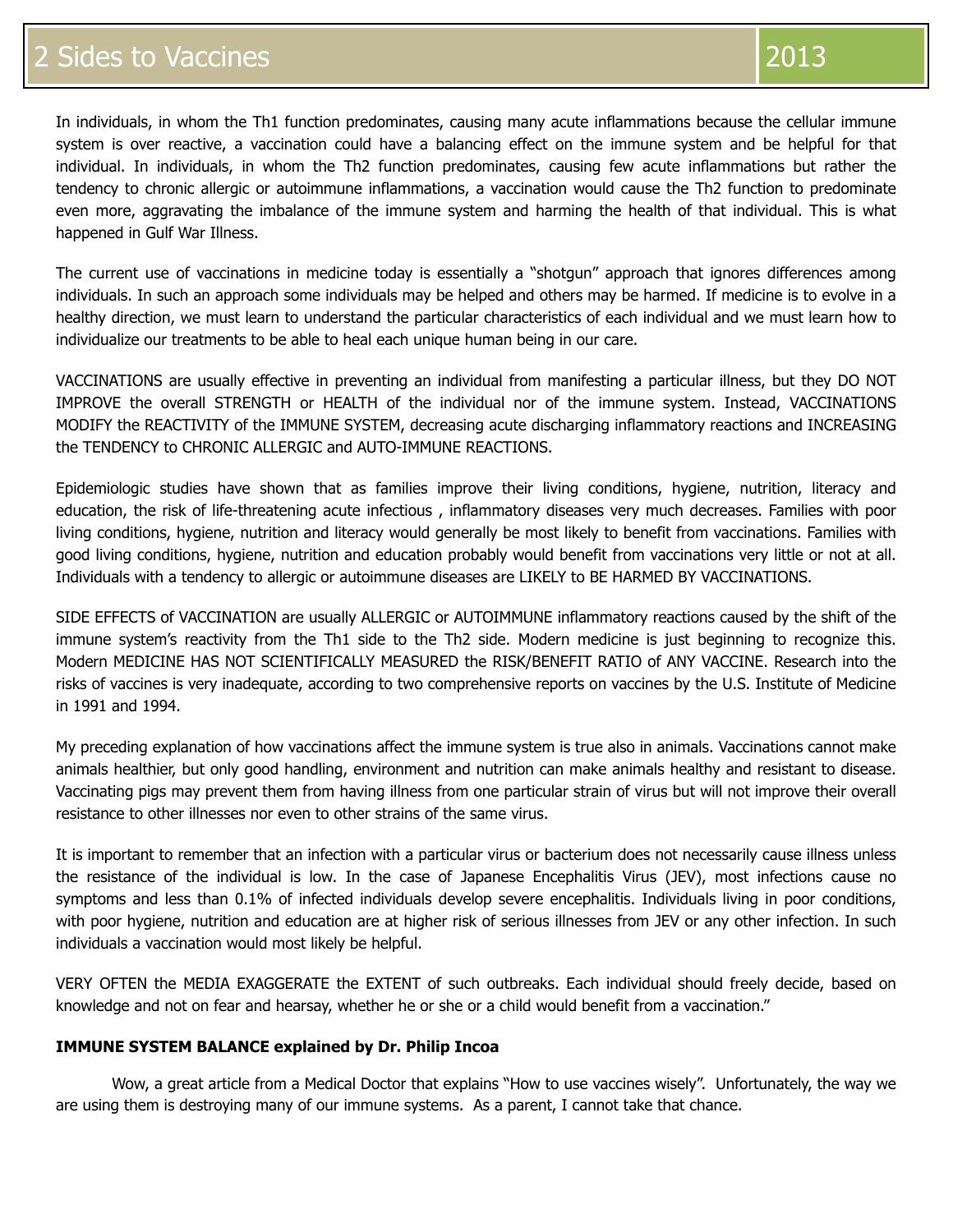In individuals, in whom the Th1 function predominates, causing many acute inflammations because the cellular immune system is over reactive, a vaccination could have a balancing effect on the immune system and be helpful for that individual. In individuals, in whom the Th2 function predominates, causing few acute inflammations but rather the tendency to chronic allergic or autoimmune inflammations, a vaccination would cause the Th2 function to predominate even more, aggravating the imbalance of the immune system and harming the health of that individual. This is what happened in Gulf War Illness.

The current use of vaccinations in medicine today is essentially a "shotgun" approach that ignores differences among individuals. In such an approach some individuals may be helped and others may be harmed. If medicine is to evolve in a healthy direction, we must learn to understand the particular characteristics of each individual and we must learn how to individualize our treatments to be able to heal each unique human being in our care.

VACCINATIONS are usually effective in preventing an individual from manifesting a particular illness, but they DO NOT IMPROVE the overall STRENGTH or HEALTH of the individual nor of the immune system. Instead, VACCINATIONS MODIFY the REACTIVITY of the IMMUNE SYSTEM, decreasing acute discharging inflammatory reactions and INCREASING the TENDENCY to CHRONIC ALLERGIC and AUTO-IMMUNE REACTIONS.

Epidemiologic studies have shown that as families improve their living conditions, hygiene, nutrition, literacy and education, the risk of life-threatening acute infectious , inflammatory diseases very much decreases. Families with poor living conditions, hygiene, nutrition and literacy would generally be most likely to benefit from vaccinations. Families with good living conditions, hygiene, nutrition and education probably would benefit from vaccinations very little or not at all. Individuals with a tendency to allergic or autoimmune diseases are LIKELY to BE HARMED BY VACCINATIONS.

SIDE EFFECTS of VACCINATION are usually ALLERGIC or AUTOIMMUNE inflammatory reactions caused by the shift of the immune system's reactivity from the Th1 side to the Th2 side. Modern medicine is just beginning to recognize this. Modern MEDICINE HAS NOT SCIENTIFICALLY MEASURED the RISK/BENEFIT RATIO of ANY VACCINE. Research into the risks of vaccines is very inadequate, according to two comprehensive reports on vaccines by the U.S. Institute of Medicine in 1991 and 1994.

My preceding explanation of how vaccinations affect the immune system is true also in animals. Vaccinations cannot make animals healthier, but only good handling, environment and nutrition can make animals healthy and resistant to disease. Vaccinating pigs may prevent them from having illness from one particular strain of virus but will not improve their overall resistance to other illnesses nor even to other strains of the same virus.

It is important to remember that an infection with a particular virus or bacterium does not necessarily cause illness unless the resistance of the individual is low. In the case of Japanese Encephalitis Virus (JEV), most infections cause no symptoms and less than 0.1% of infected individuals develop severe encephalitis. Individuals living in poor conditions, with poor hygiene, nutrition and education are at higher risk of serious illnesses from JEV or any other infection. In such individuals a vaccination would most likely be helpful.

VERY OFTEN the MEDIA EXAGGERATE the EXTENT of such outbreaks. Each individual should freely decide, based on knowledge and not on fear and hearsay, whether he or she or a child would benefit from a vaccination."

**IMMUNE SYSTEM BALANCE explained by Dr. Philip Incoa**

Wow, a great article from a Medical Doctor that explains "How to use vaccines wisely". Unfortunately, the way we are using them is destroying many of our immune systems. As a parent, I cannot take that chance.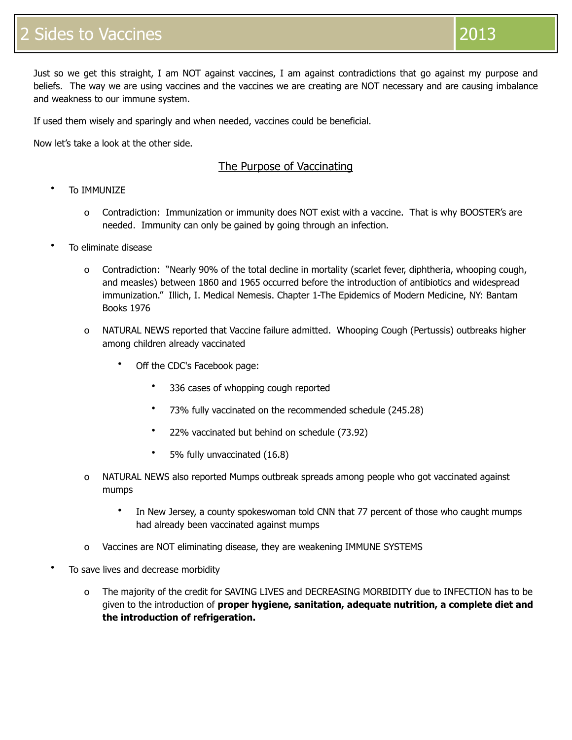# 2 Sides to Vaccines 2013

Just so we get this straight, I am NOT against vaccines, I am against contradictions that go against my purpose and beliefs. The way we are using vaccines and the vaccines we are creating are NOT necessary and are causing imbalance and weakness to our immune system.

If used them wisely and sparingly and when needed, vaccines could be beneficial.

Now let's take a look at the other side.

## The Purpose of Vaccinating

- To IMMUNIZE
  - Contradiction: Immunization or immunity does NOT exist with a vaccine. That is why BOOSTER's are needed. Immunity can only be gained by going through an infection.
- To eliminate disease
  - Contradiction: "Nearly 90% of the total decline in mortality (scarlet fever, diphtheria, whooping cough, and measles) between 1860 and 1965 occurred before the introduction of antibiotics and widespread immunization." Illich, I. Medical Nemesis. Chapter 1-The Epidemics of Modern Medicine, NY: Bantam Books 1976
  - NATURAL NEWS reported that Vaccine failure admitted. Whooping Cough (Pertussis) outbreaks higher among children already vaccinated
    - Off the CDC's Facebook page:
      - 336 cases of whooping cough reported
      - 73% fully vaccinated on the recommended schedule (245.28)
      - 22% vaccinated but behind on schedule (73.92)
      - 5% fully unvaccinated (16.8)
  - NATURAL NEWS also reported Mumps outbreak spreads among people who got vaccinated against mumps
    - In New Jersey, a county spokeswoman told CNN that 77 percent of those who caught mumps had already been vaccinated against mumps
  - Vaccines are NOT eliminating disease, they are weakening IMMUNE SYSTEMS
- To save lives and decrease morbidity
  - The majority of the credit for SAVING LIVES and DECREASING MORBIDITY due to INFECTION has to be given to the introduction of **proper hygiene, sanitation, adequate nutrition, a complete diet and the introduction of refrigeration.**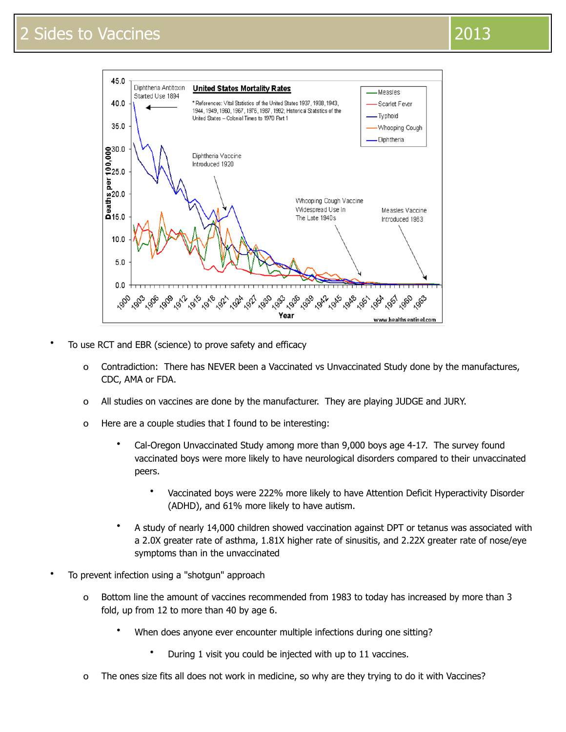- To use RCT and EBR (science) to prove safety and efficacy
  - Contradiction: There has NEVER been a Vaccinated vs Unvaccinated Study done by the manufactures, CDC, AMA or FDA.
  - All studies on vaccines are done by the manufacturer. They are playing JUDGE and JURY.
  - Here are a couple studies that I found to be interesting:
    - Cal-Oregon Unvaccinated Study among more than 9,000 boys age 4-17. The survey found vaccinated boys were more likely to have neurological disorders compared to their unvaccinated peers.
      - Vaccinated boys were 222% more likely to have Attention Deficit Hyperactivity Disorder (ADHD), and 61% more likely to have autism.
    - A study of nearly 14,000 children showed vaccination against DPT or tetanus was associated with a 2.0X greater rate of asthma, 1.81X higher rate of sinusitis, and 2.22X greater rate of nose/eye symptoms than in the unvaccinated
- To prevent infection using a "shotgun" approach
  - Bottom line the amount of vaccines recommended from 1983 to today has increased by more than 3 fold, up from 12 to more than 40 by age 6.
    - When does anyone ever encounter multiple infections during one sitting?
      - During 1 visit you could be injected with up to 11 vaccines.
  - The ones size fits all does not work in medicine, so why are they trying to do it with Vaccines?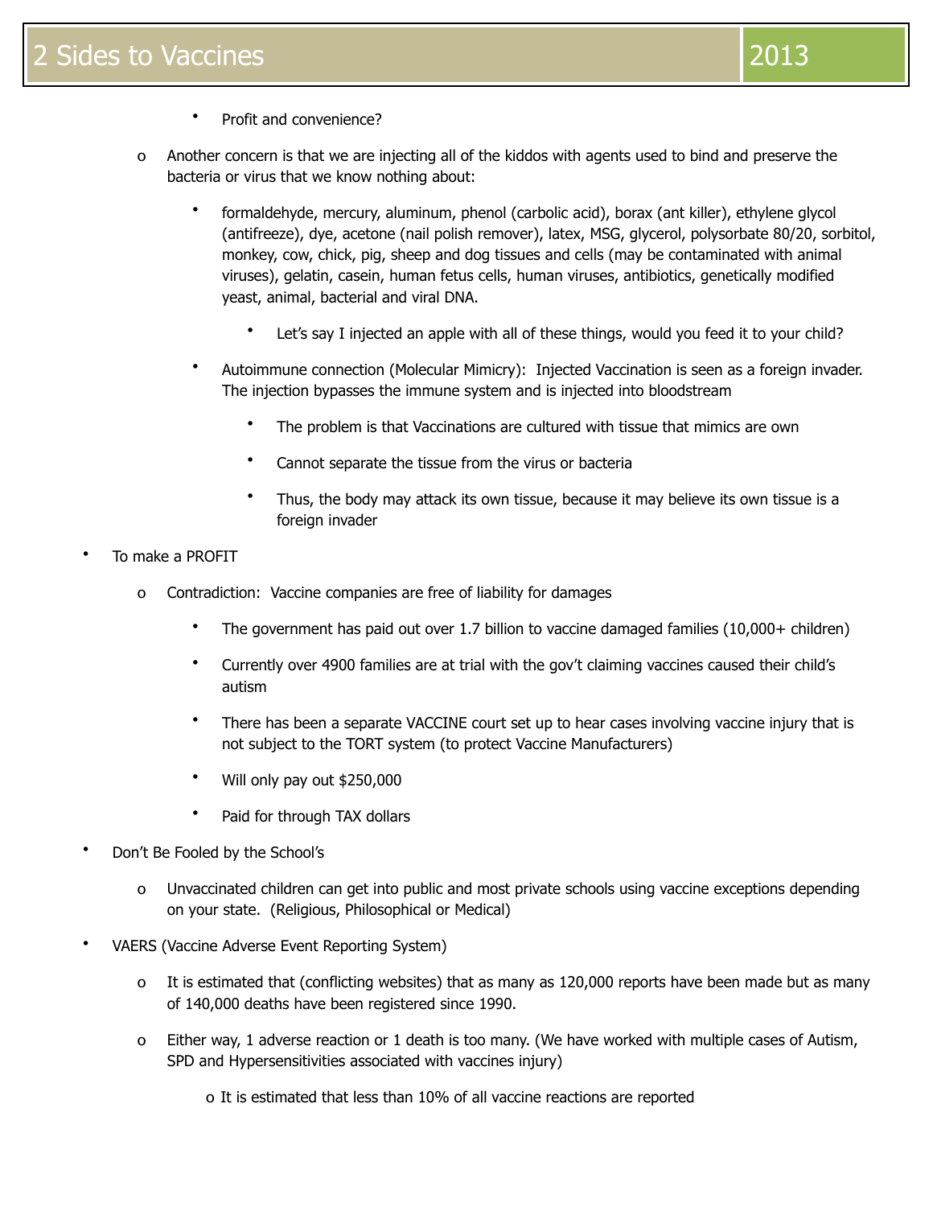- Profit and convenience?

- Another concern is that we are injecting all of the kiddos with agents used to bind and preserve the bacteria or virus that we know nothing about:
    - formaldehyde, mercury, aluminum, phenol (carbolic acid), borax (ant killer), ethylene glycol (antifreeze), dye, acetone (nail polish remover), latex, MSG, glycerol, polysorbate 80/20, sorbitol, monkey, cow, chick, pig, sheep and dog tissues and cells (may be contaminated with animal viruses), gelatin, casein, human fetus cells, human viruses, antibiotics, genetically modified yeast, animal, bacterial and viral DNA.
        - Let's say I injected an apple with all of these things, would you feed it to your child?
    - Autoimmune connection (Molecular Mimicry): Injected Vaccination is seen as a foreign invader. The injection bypasses the immune system and is injected into bloodstream
        - The problem is that Vaccinations are cultured with tissue that mimics are own
        - Cannot separate the tissue from the virus or bacteria
        - Thus, the body may attack its own tissue, because it may believe its own tissue is a foreign invader

- To make a PROFIT
    - Contradiction: Vaccine companies are free of liability for damages
        - The government has paid out over 1.7 billion to vaccine damaged families (10,000+ children)
        - Currently over 4900 families are at trial with the gov't claiming vaccines caused their child's autism
        - There has been a separate VACCINE court set up to hear cases involving vaccine injury that is not subject to the TORT system (to protect Vaccine Manufacturers)
        - Will only pay out $250,000
        - Paid for through TAX dollars

- Don't Be Fooled by the School's
    - Unvaccinated children can get into public and most private schools using vaccine exceptions depending on your state. (Religious, Philosophical or Medical)

- VAERS (Vaccine Adverse Event Reporting System)
    - It is estimated that (conflicting websites) that as many as 120,000 reports have been made but as many of 140,000 deaths have been registered since 1990.
    - Either way, 1 adverse reaction or 1 death is too many. (We have worked with multiple cases of Autism, SPD and Hypersensitivities associated with vaccines injury)
        - It is estimated that less than 10% of all vaccine reactions are reported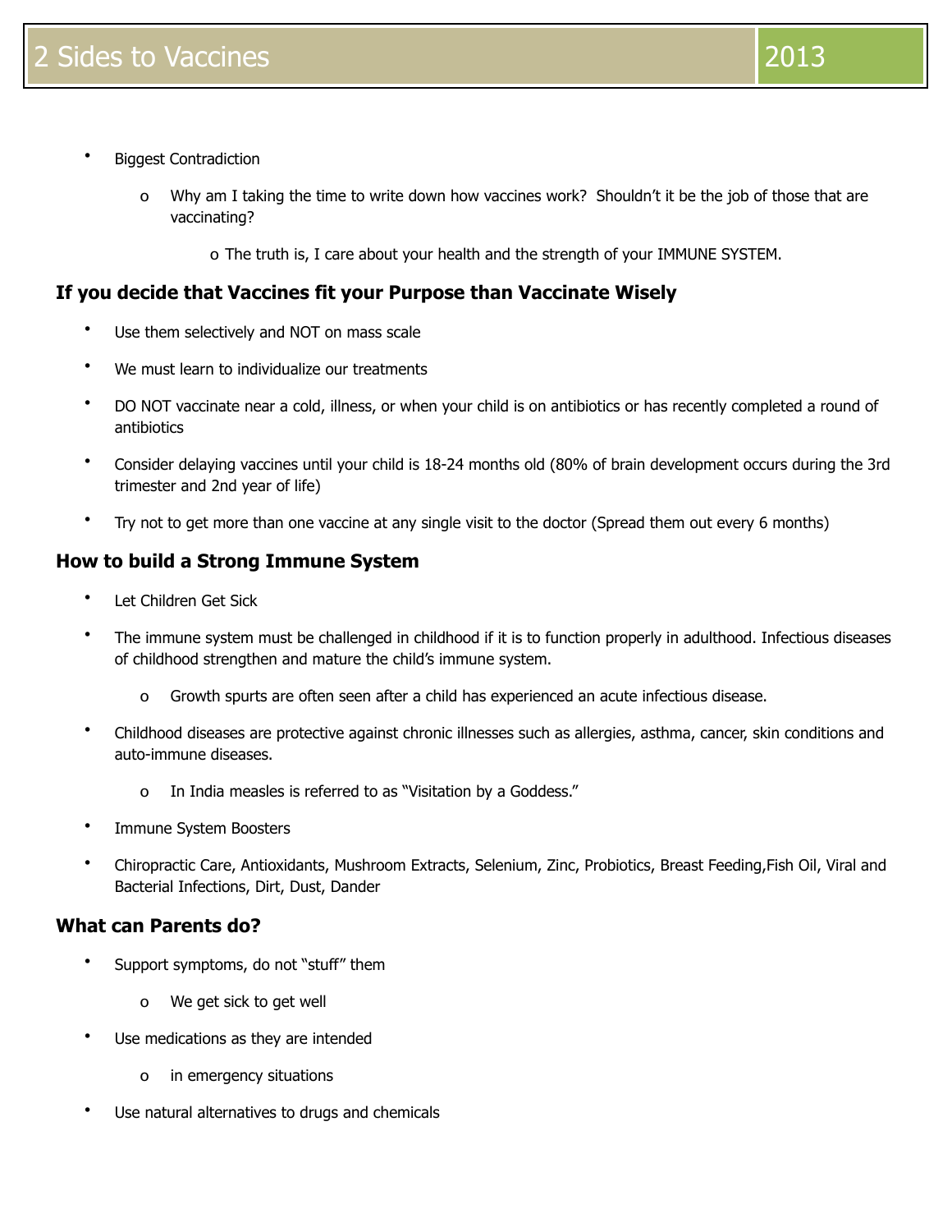- Biggest Contradiction
  - Why am I taking the time to write down how vaccines work? Shouldn't it be the job of those that are vaccinating?
    - The truth is, I care about your health and the strength of your IMMUNE SYSTEM.

### If you decide that Vaccines fit your Purpose than Vaccinate Wisely

- Use them selectively and NOT on mass scale
- We must learn to individualize our treatments
- DO NOT vaccinate near a cold, illness, or when your child is on antibiotics or has recently completed a round of antibiotics
- Consider delaying vaccines until your child is 18-24 months old (80% of brain development occurs during the 3rd trimester and 2nd year of life)
- Try not to get more than one vaccine at any single visit to the doctor (Spread them out every 6 months)

### How to build a Strong Immune System

- Let Children Get Sick
- The immune system must be challenged in childhood if it is to function properly in adulthood. Infectious diseases of childhood strengthen and mature the child's immune system.
  - Growth spurts are often seen after a child has experienced an acute infectious disease.
- Childhood diseases are protective against chronic illnesses such as allergies, asthma, cancer, skin conditions and auto-immune diseases.
  - In India measles is referred to as "Visitation by a Goddess."
- Immune System Boosters
- Chiropractic Care, Antioxidants, Mushroom Extracts, Selenium, Zinc, Probiotics, Breast Feeding,Fish Oil, Viral and Bacterial Infections, Dirt, Dust, Dander

### What can Parents do?

- Support symptoms, do not "stuff" them
  - We get sick to get well
- Use medications as they are intended
  - in emergency situations
- Use natural alternatives to drugs and chemicals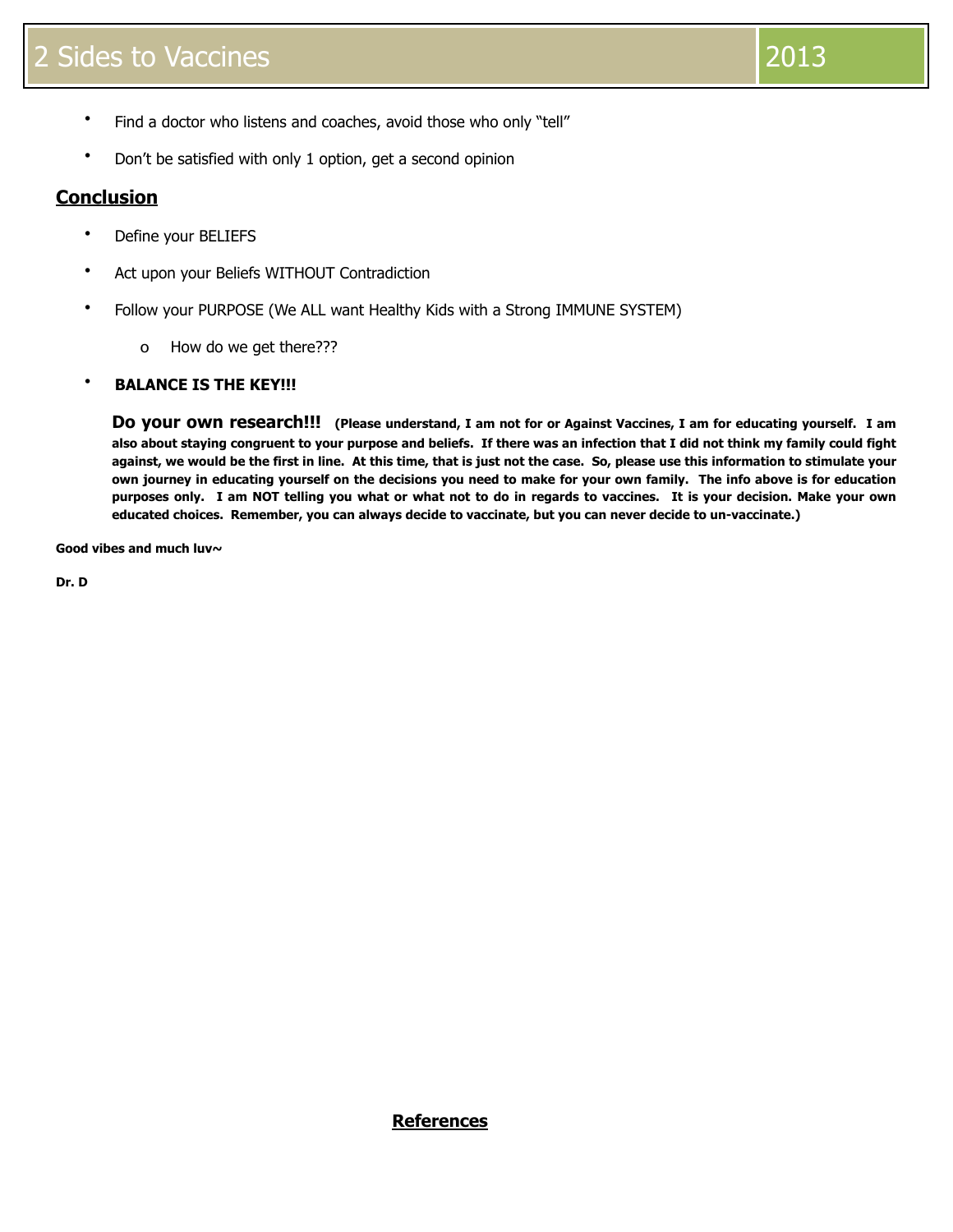- Find a doctor who listens and coaches, avoid those who only "tell"
- Don't be satisfied with only 1 option, get a second opinion

## Conclusion

- Define your BELIEFS
- Act upon your Beliefs WITHOUT Contradiction
- Follow your PURPOSE (We ALL want Healthy Kids with a Strong IMMUNE SYSTEM)
    - How do we get there???
- **BALANCE IS THE KEY!!!**

**Do your own research!!! (Please understand, I am not for or Against Vaccines, I am for educating yourself. I am also about staying congruent to your purpose and beliefs. If there was an infection that I did not think my family could fight against, we would be the first in line. At this time, that is just not the case. So, please use this information to stimulate your own journey in educating yourself on the decisions you need to make for your own family. The info above is for education purposes only. I am NOT telling you what or what not to do in regards to vaccines. It is your decision. Make your own educated choices. Remember, you can always decide to vaccinate, but you can never decide to un-vaccinate.)**

**Good vibes and much luv~**

**Dr. D**

## References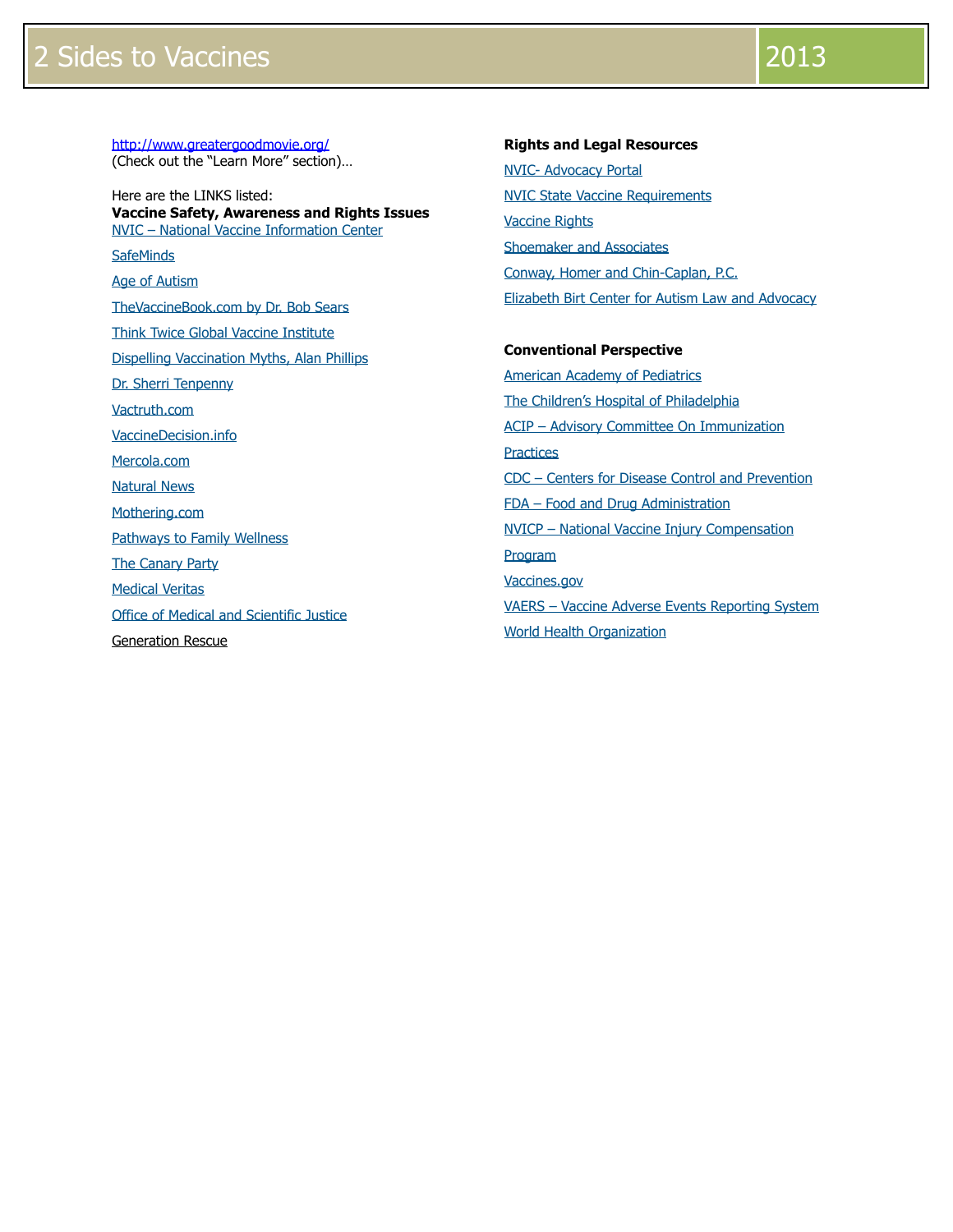http://www.greatergoodmovie.org/
(Check out the "Learn More" section)…

Here are the LINKS listed:

**Vaccine Safety, Awareness and Rights Issues**

NVIC – National Vaccine Information Center

SafeMinds

Age of Autism

TheVaccineBook.com by Dr. Bob Sears

Think Twice Global Vaccine Institute

Dispelling Vaccination Myths, Alan Phillips

Dr. Sherri Tenpenny

Vactruth.com

VaccineDecision.info

Mercola.com

Natural News

Mothering.com

Pathways to Family Wellness

The Canary Party

Medical Veritas

Office of Medical and Scientific Justice

Generation Rescue

**Rights and Legal Resources**

NVIC- Advocacy Portal

NVIC State Vaccine Requirements

Vaccine Rights

Shoemaker and Associates

Conway, Homer and Chin-Caplan, P.C.

Elizabeth Birt Center for Autism Law and Advocacy

**Conventional Perspective**

American Academy of Pediatrics

The Children's Hospital of Philadelphia

ACIP – Advisory Committee On Immunization Practices

CDC – Centers for Disease Control and Prevention

FDA – Food and Drug Administration

NVICP – National Vaccine Injury Compensation Program

Vaccines.gov

VAERS – Vaccine Adverse Events Reporting System

World Health Organization